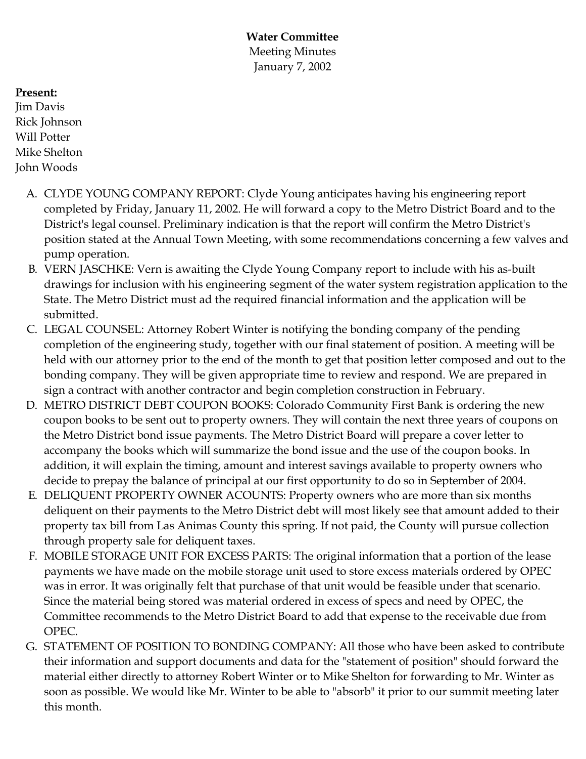**Water Committee**

Meeting Minutes

January 7, 2002

**Present:**

Jim Davis
Rick Johnson
Will Potter
Mike Shelton
John Woods

A. CLYDE YOUNG COMPANY REPORT: Clyde Young anticipates having his engineering report completed by Friday, January 11, 2002. He will forward a copy to the Metro District Board and to the District's legal counsel. Preliminary indication is that the report will confirm the Metro District's position stated at the Annual Town Meeting, with some recommendations concerning a few valves and pump operation.
B. VERN JASCHKE: Vern is awaiting the Clyde Young Company report to include with his as-built drawings for inclusion with his engineering segment of the water system registration application to the State. The Metro District must ad the required financial information and the application will be submitted.
C. LEGAL COUNSEL: Attorney Robert Winter is notifying the bonding company of the pending completion of the engineering study, together with our final statement of position. A meeting will be held with our attorney prior to the end of the month to get that position letter composed and out to the bonding company. They will be given appropriate time to review and respond. We are prepared in sign a contract with another contractor and begin completion construction in February.
D. METRO DISTRICT DEBT COUPON BOOKS: Colorado Community First Bank is ordering the new coupon books to be sent out to property owners. They will contain the next three years of coupons on the Metro District bond issue payments. The Metro District Board will prepare a cover letter to accompany the books which will summarize the bond issue and the use of the coupon books. In addition, it will explain the timing, amount and interest savings available to property owners who decide to prepay the balance of principal at our first opportunity to do so in September of 2004.
E. DELIQUENT PROPERTY OWNER ACOUNTS: Property owners who are more than six months deliquent on their payments to the Metro District debt will most likely see that amount added to their property tax bill from Las Animas County this spring. If not paid, the County will pursue collection through property sale for deliquent taxes.
F. MOBILE STORAGE UNIT FOR EXCESS PARTS: The original information that a portion of the lease payments we have made on the mobile storage unit used to store excess materials ordered by OPEC was in error. It was originally felt that purchase of that unit would be feasible under that scenario. Since the material being stored was material ordered in excess of specs and need by OPEC, the Committee recommends to the Metro District Board to add that expense to the receivable due from OPEC.
G. STATEMENT OF POSITION TO BONDING COMPANY: All those who have been asked to contribute their information and support documents and data for the "statement of position" should forward the material either directly to attorney Robert Winter or to Mike Shelton for forwarding to Mr. Winter as soon as possible. We would like Mr. Winter to be able to "absorb" it prior to our summit meeting later this month.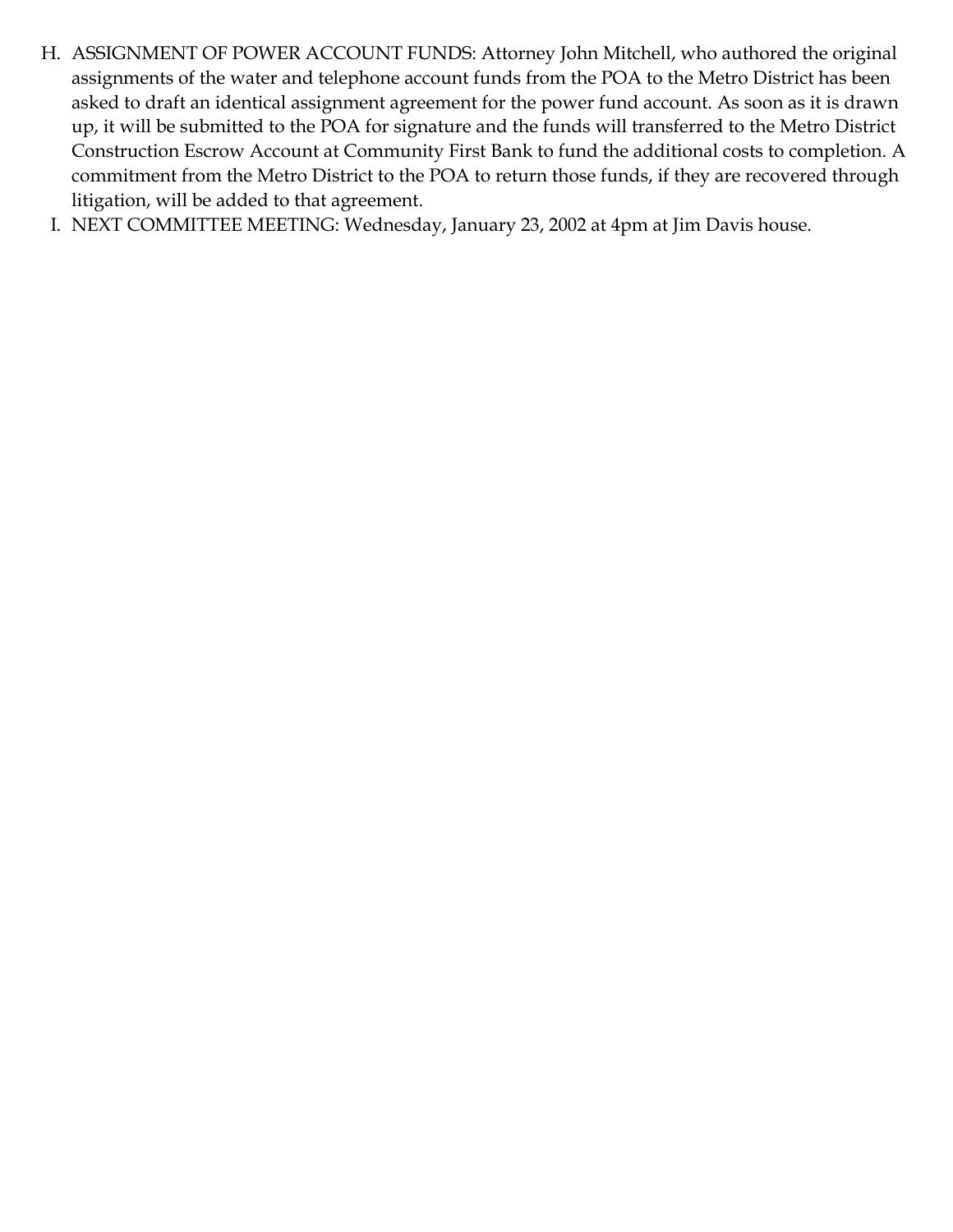H. ASSIGNMENT OF POWER ACCOUNT FUNDS: Attorney John Mitchell, who authored the original assignments of the water and telephone account funds from the POA to the Metro District has been asked to draft an identical assignment agreement for the power fund account. As soon as it is drawn up, it will be submitted to the POA for signature and the funds will transferred to the Metro District Construction Escrow Account at Community First Bank to fund the additional costs to completion. A commitment from the Metro District to the POA to return those funds, if they are recovered through litigation, will be added to that agreement.

I. NEXT COMMITTEE MEETING: Wednesday, January 23, 2002 at 4pm at Jim Davis house.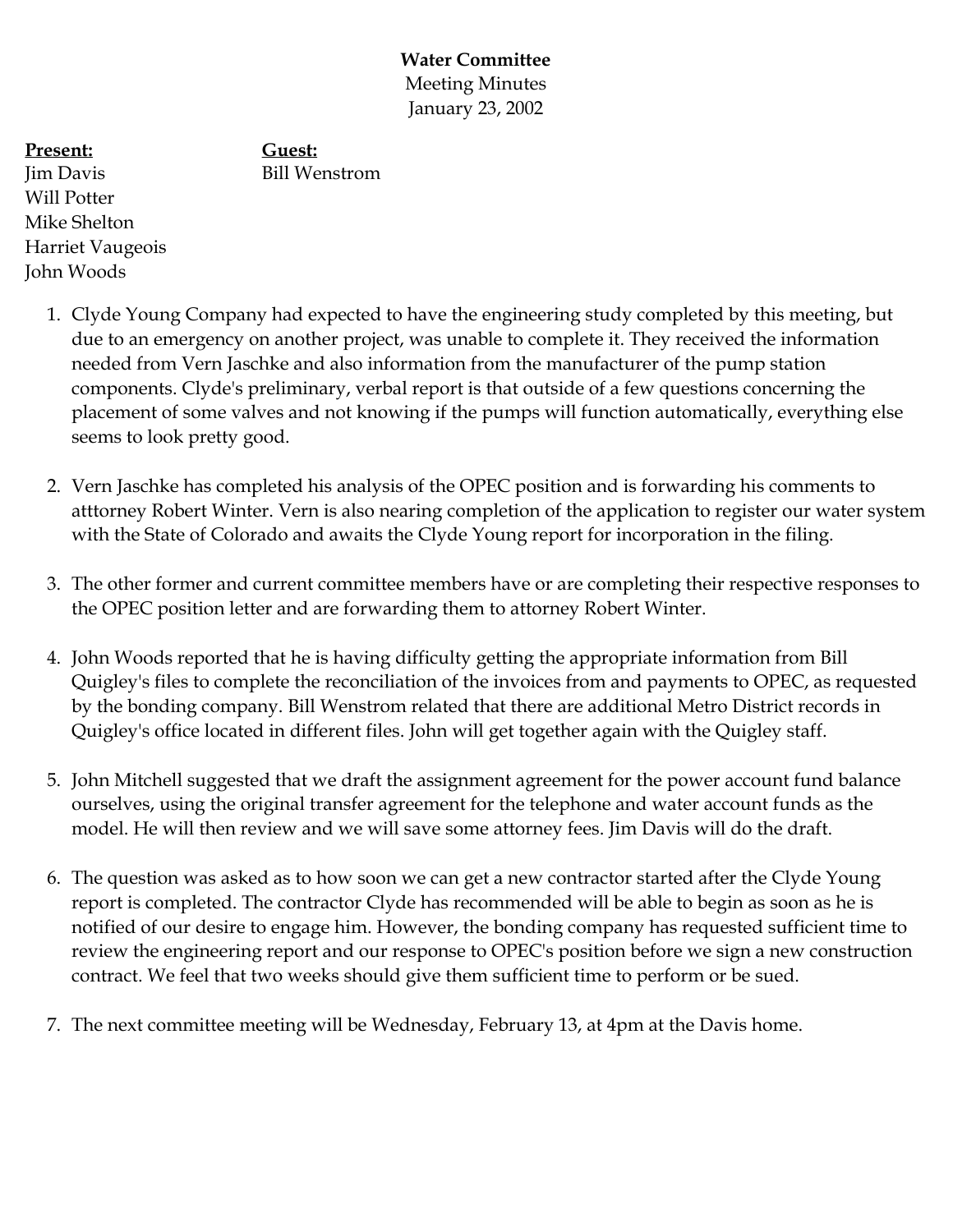**Water Committee**
Meeting Minutes
January 23, 2002

| **Present:** | **Guest:** |
|---|---|
| Jim Davis | Bill Wenstrom |
| Will Potter | |
| Mike Shelton | |
| Harriet Vaugeois | |
| John Woods | |

1. Clyde Young Company had expected to have the engineering study completed by this meeting, but due to an emergency on another project, was unable to complete it. They received the information needed from Vern Jaschke and also information from the manufacturer of the pump station components. Clyde's preliminary, verbal report is that outside of a few questions concerning the placement of some valves and not knowing if the pumps will function automatically, everything else seems to look pretty good.

2. Vern Jaschke has completed his analysis of the OPEC position and is forwarding his comments to atttorney Robert Winter. Vern is also nearing completion of the application to register our water system with the State of Colorado and awaits the Clyde Young report for incorporation in the filing.

3. The other former and current committee members have or are completing their respective responses to the OPEC position letter and are forwarding them to attorney Robert Winter.

4. John Woods reported that he is having difficulty getting the appropriate information from Bill Quigley's files to complete the reconciliation of the invoices from and payments to OPEC, as requested by the bonding company. Bill Wenstrom related that there are additional Metro District records in Quigley's office located in different files. John will get together again with the Quigley staff.

5. John Mitchell suggested that we draft the assignment agreement for the power account fund balance ourselves, using the original transfer agreement for the telephone and water account funds as the model. He will then review and we will save some attorney fees. Jim Davis will do the draft.

6. The question was asked as to how soon we can get a new contractor started after the Clyde Young report is completed. The contractor Clyde has recommended will be able to begin as soon as he is notified of our desire to engage him. However, the bonding company has requested sufficient time to review the engineering report and our response to OPEC's position before we sign a new construction contract. We feel that two weeks should give them sufficient time to perform or be sued.

7. The next committee meeting will be Wednesday, February 13, at 4pm at the Davis home.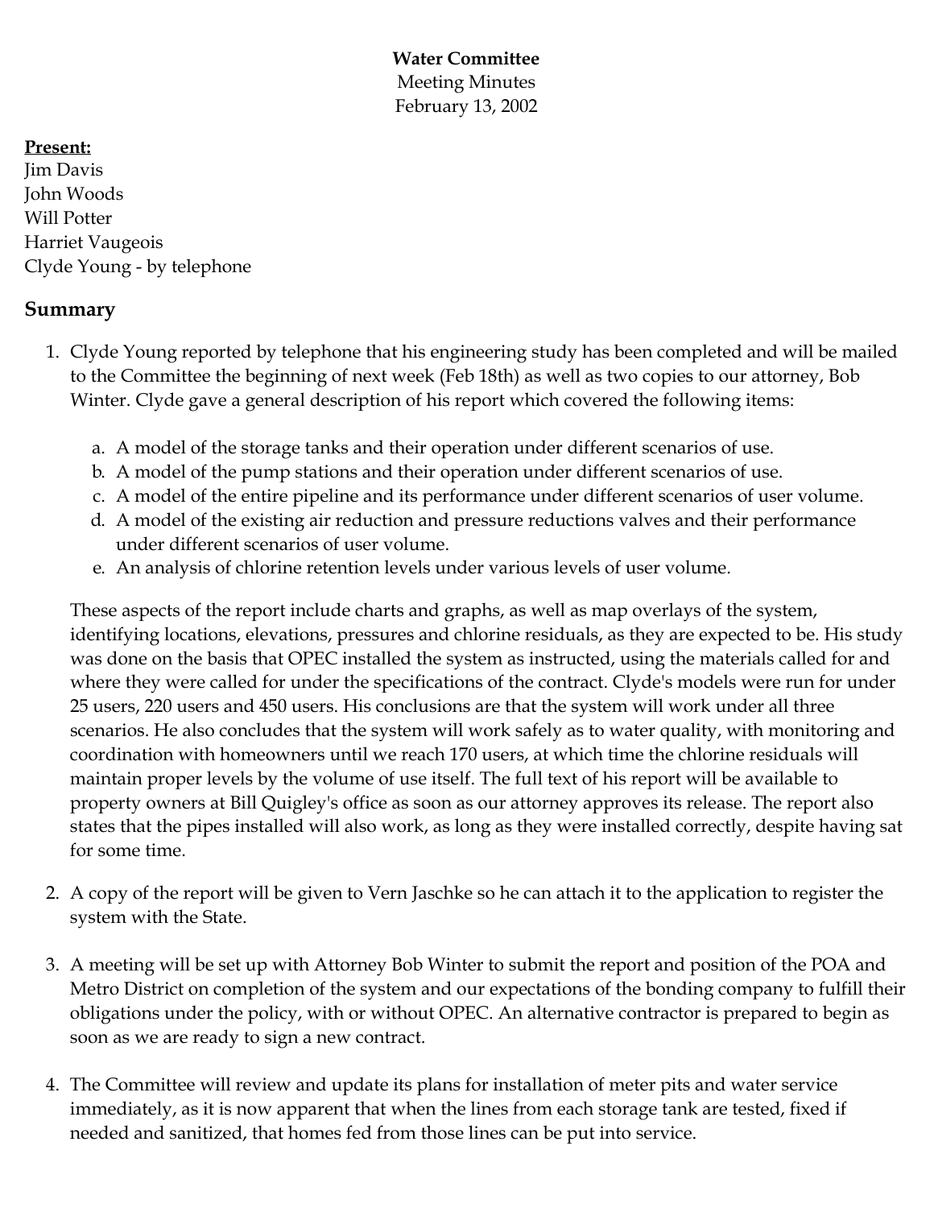**Water Committee**
Meeting Minutes
February 13, 2002

**Present:**
Jim Davis
John Woods
Will Potter
Harriet Vaugeois
Clyde Young - by telephone

## Summary

1. Clyde Young reported by telephone that his engineering study has been completed and will be mailed to the Committee the beginning of next week (Feb 18th) as well as two copies to our attorney, Bob Winter. Clyde gave a general description of his report which covered the following items:

    a. A model of the storage tanks and their operation under different scenarios of use.
    b. A model of the pump stations and their operation under different scenarios of use.
    c. A model of the entire pipeline and its performance under different scenarios of user volume.
    d. A model of the existing air reduction and pressure reductions valves and their performance under different scenarios of user volume.
    e. An analysis of chlorine retention levels under various levels of user volume.

    These aspects of the report include charts and graphs, as well as map overlays of the system, identifying locations, elevations, pressures and chlorine residuals, as they are expected to be. His study was done on the basis that OPEC installed the system as instructed, using the materials called for and where they were called for under the specifications of the contract. Clyde's models were run for under 25 users, 220 users and 450 users. His conclusions are that the system will work under all three scenarios. He also concludes that the system will work safely as to water quality, with monitoring and coordination with homeowners until we reach 170 users, at which time the chlorine residuals will maintain proper levels by the volume of use itself. The full text of his report will be available to property owners at Bill Quigley's office as soon as our attorney approves its release. The report also states that the pipes installed will also work, as long as they were installed correctly, despite having sat for some time.

2. A copy of the report will be given to Vern Jaschke so he can attach it to the application to register the system with the State.

3. A meeting will be set up with Attorney Bob Winter to submit the report and position of the POA and Metro District on completion of the system and our expectations of the bonding company to fulfill their obligations under the policy, with or without OPEC. An alternative contractor is prepared to begin as soon as we are ready to sign a new contract.

4. The Committee will review and update its plans for installation of meter pits and water service immediately, as it is now apparent that when the lines from each storage tank are tested, fixed if needed and sanitized, that homes fed from those lines can be put into service.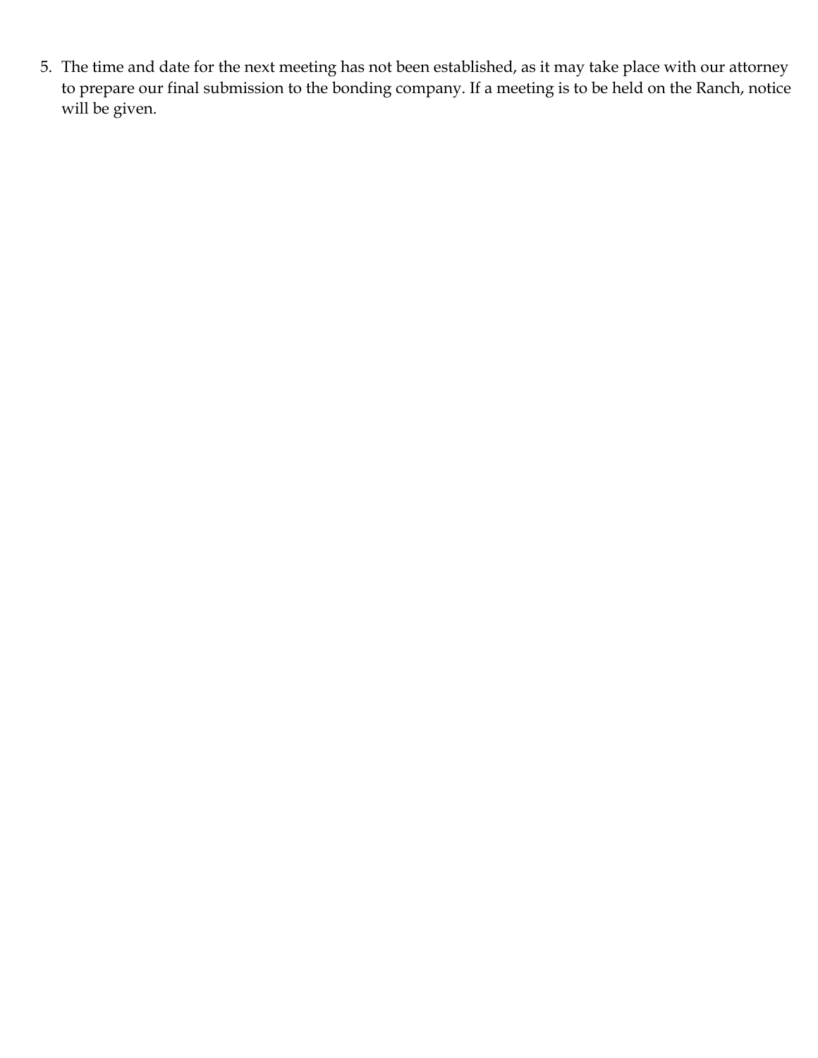5. The time and date for the next meeting has not been established, as it may take place with our attorney to prepare our final submission to the bonding company. If a meeting is to be held on the Ranch, notice will be given.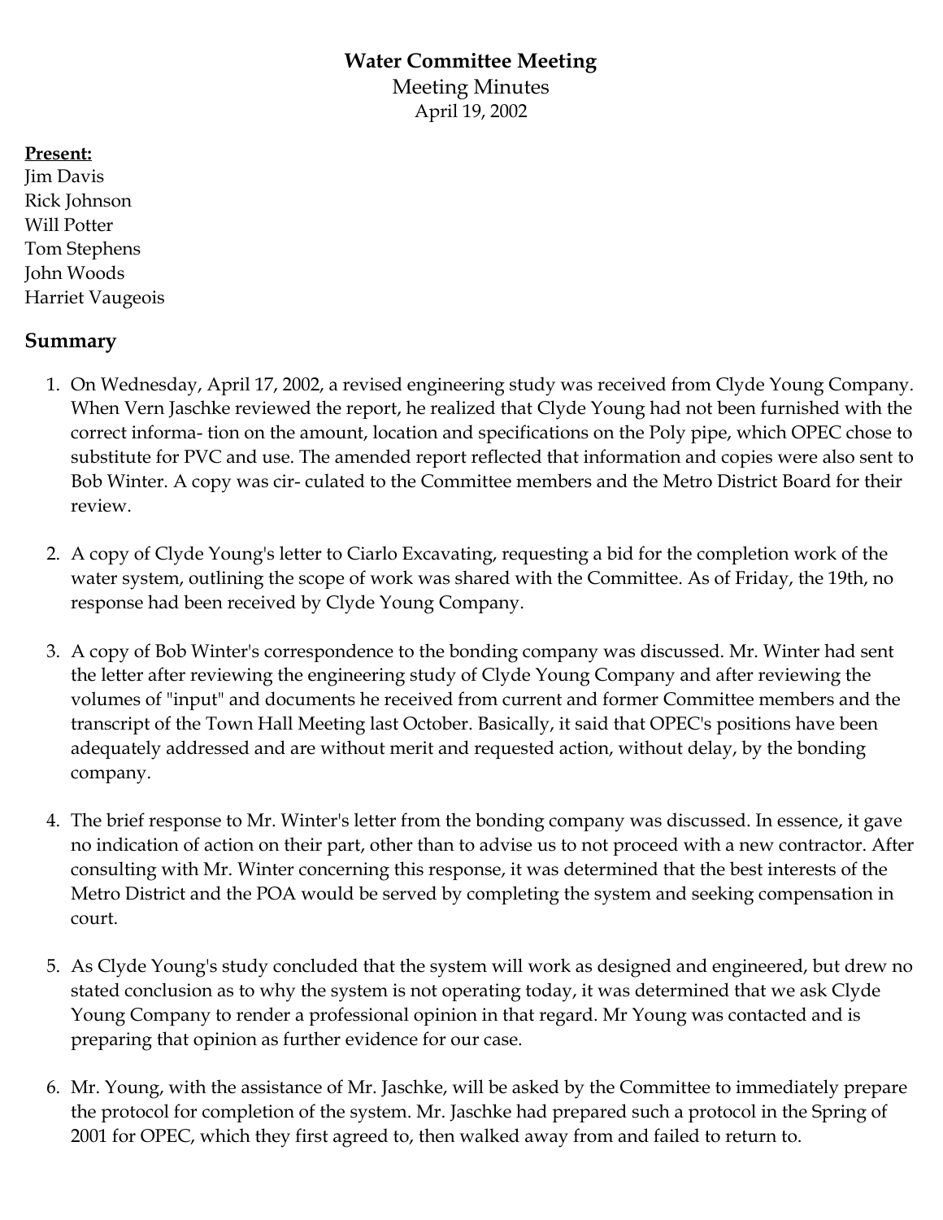**Water Committee Meeting**

Meeting Minutes

April 19, 2002

**Present:**

Jim Davis
Rick Johnson
Will Potter
Tom Stephens
John Woods
Harriet Vaugeois

## Summary

1. On Wednesday, April 17, 2002, a revised engineering study was received from Clyde Young Company. When Vern Jaschke reviewed the report, he realized that Clyde Young had not been furnished with the correct informa- tion on the amount, location and specifications on the Poly pipe, which OPEC chose to substitute for PVC and use. The amended report reflected that information and copies were also sent to Bob Winter. A copy was cir- culated to the Committee members and the Metro District Board for their review.

2. A copy of Clyde Young's letter to Ciarlo Excavating, requesting a bid for the completion work of the water system, outlining the scope of work was shared with the Committee. As of Friday, the 19th, no response had been received by Clyde Young Company.

3. A copy of Bob Winter's correspondence to the bonding company was discussed. Mr. Winter had sent the letter after reviewing the engineering study of Clyde Young Company and after reviewing the volumes of "input" and documents he received from current and former Committee members and the transcript of the Town Hall Meeting last October. Basically, it said that OPEC's positions have been adequately addressed and are without merit and requested action, without delay, by the bonding company.

4. The brief response to Mr. Winter's letter from the bonding company was discussed. In essence, it gave no indication of action on their part, other than to advise us to not proceed with a new contractor. After consulting with Mr. Winter concerning this response, it was determined that the best interests of the Metro District and the POA would be served by completing the system and seeking compensation in court.

5. As Clyde Young's study concluded that the system will work as designed and engineered, but drew no stated conclusion as to why the system is not operating today, it was determined that we ask Clyde Young Company to render a professional opinion in that regard. Mr Young was contacted and is preparing that opinion as further evidence for our case.

6. Mr. Young, with the assistance of Mr. Jaschke, will be asked by the Committee to immediately prepare the protocol for completion of the system. Mr. Jaschke had prepared such a protocol in the Spring of 2001 for OPEC, which they first agreed to, then walked away from and failed to return to.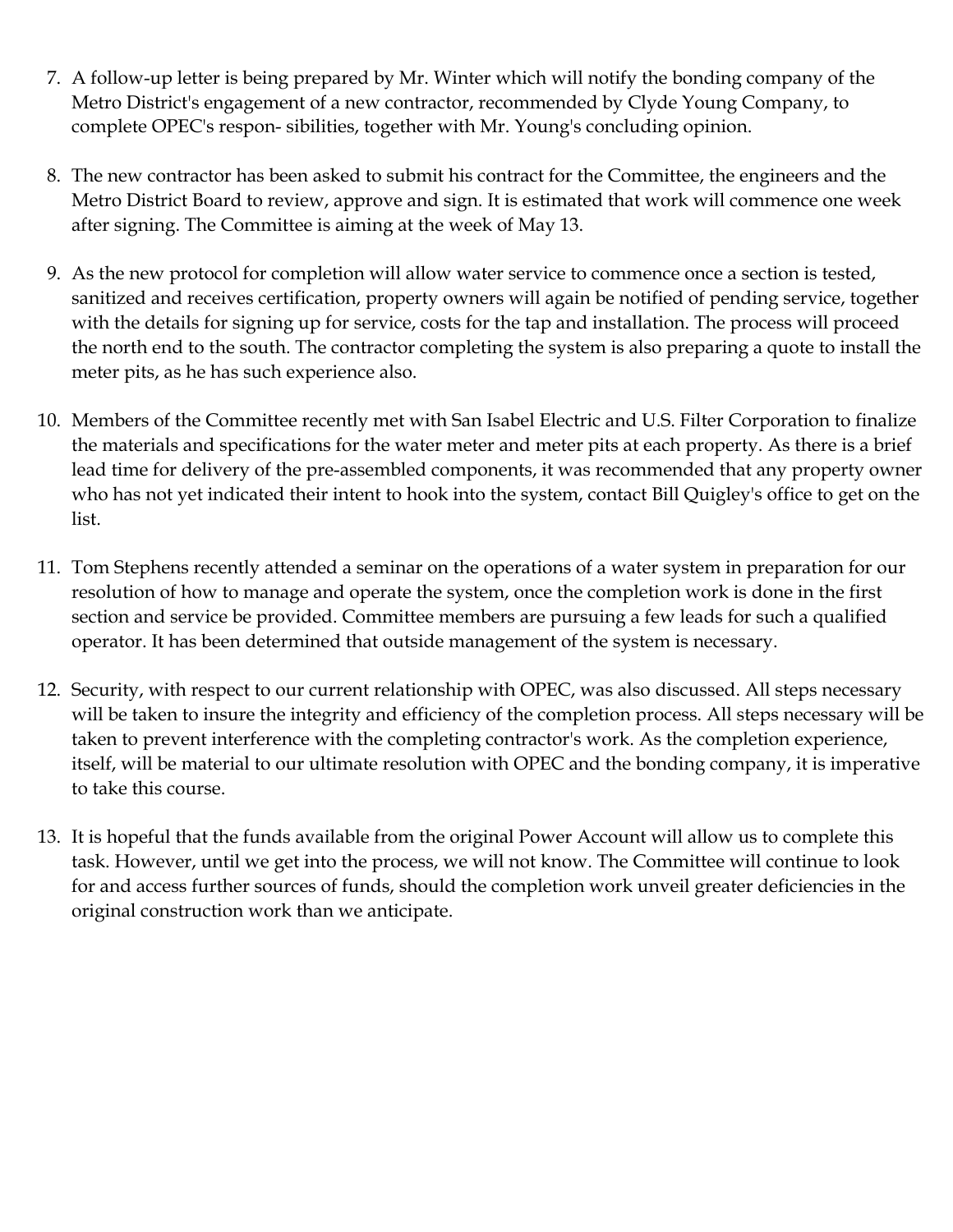7. A follow-up letter is being prepared by Mr. Winter which will notify the bonding company of the Metro District's engagement of a new contractor, recommended by Clyde Young Company, to complete OPEC's respon- sibilities, together with Mr. Young's concluding opinion.

8. The new contractor has been asked to submit his contract for the Committee, the engineers and the Metro District Board to review, approve and sign. It is estimated that work will commence one week after signing. The Committee is aiming at the week of May 13.

9. As the new protocol for completion will allow water service to commence once a section is tested, sanitized and receives certification, property owners will again be notified of pending service, together with the details for signing up for service, costs for the tap and installation. The process will proceed the north end to the south. The contractor completing the system is also preparing a quote to install the meter pits, as he has such experience also.

10. Members of the Committee recently met with San Isabel Electric and U.S. Filter Corporation to finalize the materials and specifications for the water meter and meter pits at each property. As there is a brief lead time for delivery of the pre-assembled components, it was recommended that any property owner who has not yet indicated their intent to hook into the system, contact Bill Quigley's office to get on the list.

11. Tom Stephens recently attended a seminar on the operations of a water system in preparation for our resolution of how to manage and operate the system, once the completion work is done in the first section and service be provided. Committee members are pursuing a few leads for such a qualified operator. It has been determined that outside management of the system is necessary.

12. Security, with respect to our current relationship with OPEC, was also discussed. All steps necessary will be taken to insure the integrity and efficiency of the completion process. All steps necessary will be taken to prevent interference with the completing contractor's work. As the completion experience, itself, will be material to our ultimate resolution with OPEC and the bonding company, it is imperative to take this course.

13. It is hopeful that the funds available from the original Power Account will allow us to complete this task. However, until we get into the process, we will not know. The Committee will continue to look for and access further sources of funds, should the completion work unveil greater deficiencies in the original construction work than we anticipate.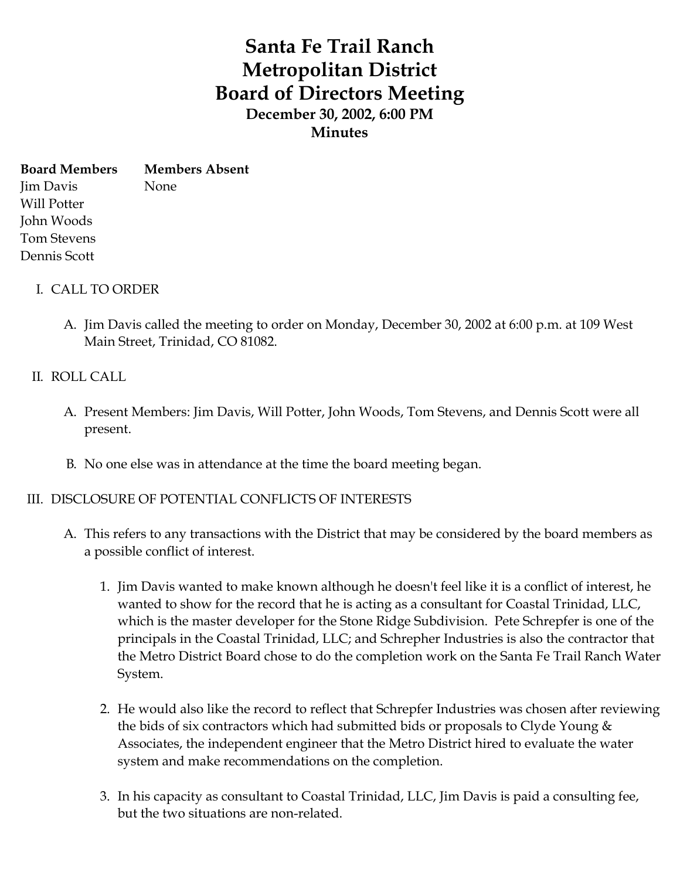# Santa Fe Trail Ranch Metropolitan District Board of Directors Meeting

**December 30, 2002, 6:00 PM**

**Minutes**

| **Board Members** | **Members Absent** |
|---|---|
| Jim Davis | None |
| Will Potter | |
| John Woods | |
| Tom Stevens | |
| Dennis Scott | |

I. CALL TO ORDER

  A. Jim Davis called the meeting to order on Monday, December 30, 2002 at 6:00 p.m. at 109 West Main Street, Trinidad, CO 81082.

II. ROLL CALL

  A. Present Members: Jim Davis, Will Potter, John Woods, Tom Stevens, and Dennis Scott were all present.

  B. No one else was in attendance at the time the board meeting began.

III. DISCLOSURE OF POTENTIAL CONFLICTS OF INTERESTS

  A. This refers to any transactions with the District that may be considered by the board members as a possible conflict of interest.

    1. Jim Davis wanted to make known although he doesn't feel like it is a conflict of interest, he wanted to show for the record that he is acting as a consultant for Coastal Trinidad, LLC, which is the master developer for the Stone Ridge Subdivision. Pete Schrepfer is one of the principals in the Coastal Trinidad, LLC; and Schrepher Industries is also the contractor that the Metro District Board chose to do the completion work on the Santa Fe Trail Ranch Water System.

    2. He would also like the record to reflect that Schrepfer Industries was chosen after reviewing the bids of six contractors which had submitted bids or proposals to Clyde Young & Associates, the independent engineer that the Metro District hired to evaluate the water system and make recommendations on the completion.

    3. In his capacity as consultant to Coastal Trinidad, LLC, Jim Davis is paid a consulting fee, but the two situations are non-related.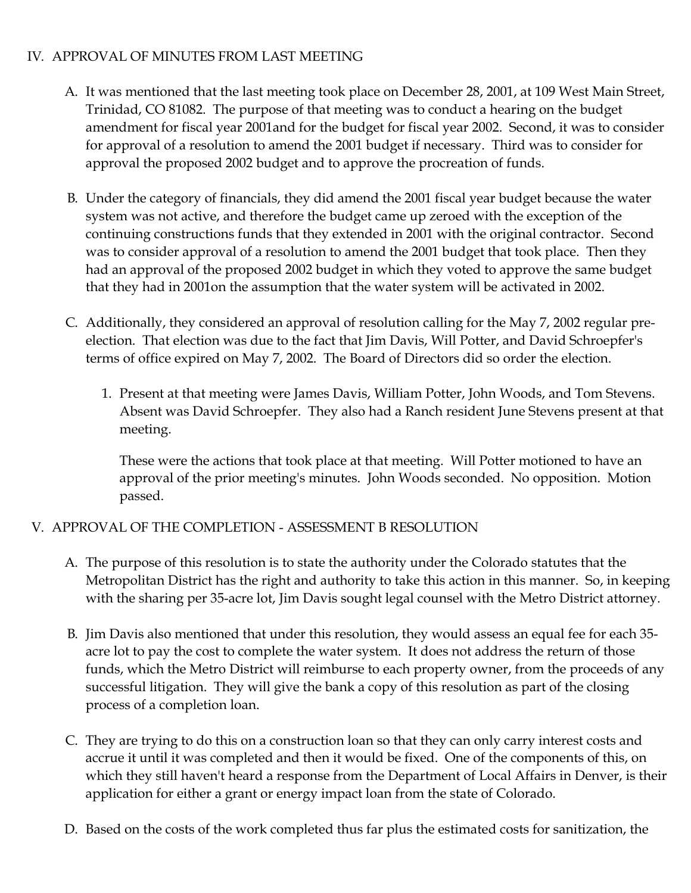## IV. APPROVAL OF MINUTES FROM LAST MEETING

A. It was mentioned that the last meeting took place on December 28, 2001, at 109 West Main Street, Trinidad, CO 81082. The purpose of that meeting was to conduct a hearing on the budget amendment for fiscal year 2001and for the budget for fiscal year 2002. Second, it was to consider for approval of a resolution to amend the 2001 budget if necessary. Third was to consider for approval the proposed 2002 budget and to approve the procreation of funds.

B. Under the category of financials, they did amend the 2001 fiscal year budget because the water system was not active, and therefore the budget came up zeroed with the exception of the continuing constructions funds that they extended in 2001 with the original contractor. Second was to consider approval of a resolution to amend the 2001 budget that took place. Then they had an approval of the proposed 2002 budget in which they voted to approve the same budget that they had in 2001on the assumption that the water system will be activated in 2002.

C. Additionally, they considered an approval of resolution calling for the May 7, 2002 regular pre-election. That election was due to the fact that Jim Davis, Will Potter, and David Schroepfer's terms of office expired on May 7, 2002. The Board of Directors did so order the election.

   1. Present at that meeting were James Davis, William Potter, John Woods, and Tom Stevens. Absent was David Schroepfer. They also had a Ranch resident June Stevens present at that meeting.

      These were the actions that took place at that meeting. Will Potter motioned to have an approval of the prior meeting's minutes. John Woods seconded. No opposition. Motion passed.

## V. APPROVAL OF THE COMPLETION - ASSESSMENT B RESOLUTION

A. The purpose of this resolution is to state the authority under the Colorado statutes that the Metropolitan District has the right and authority to take this action in this manner. So, in keeping with the sharing per 35-acre lot, Jim Davis sought legal counsel with the Metro District attorney.

B. Jim Davis also mentioned that under this resolution, they would assess an equal fee for each 35-acre lot to pay the cost to complete the water system. It does not address the return of those funds, which the Metro District will reimburse to each property owner, from the proceeds of any successful litigation. They will give the bank a copy of this resolution as part of the closing process of a completion loan.

C. They are trying to do this on a construction loan so that they can only carry interest costs and accrue it until it was completed and then it would be fixed. One of the components of this, on which they still haven't heard a response from the Department of Local Affairs in Denver, is their application for either a grant or energy impact loan from the state of Colorado.

D. Based on the costs of the work completed thus far plus the estimated costs for sanitization, the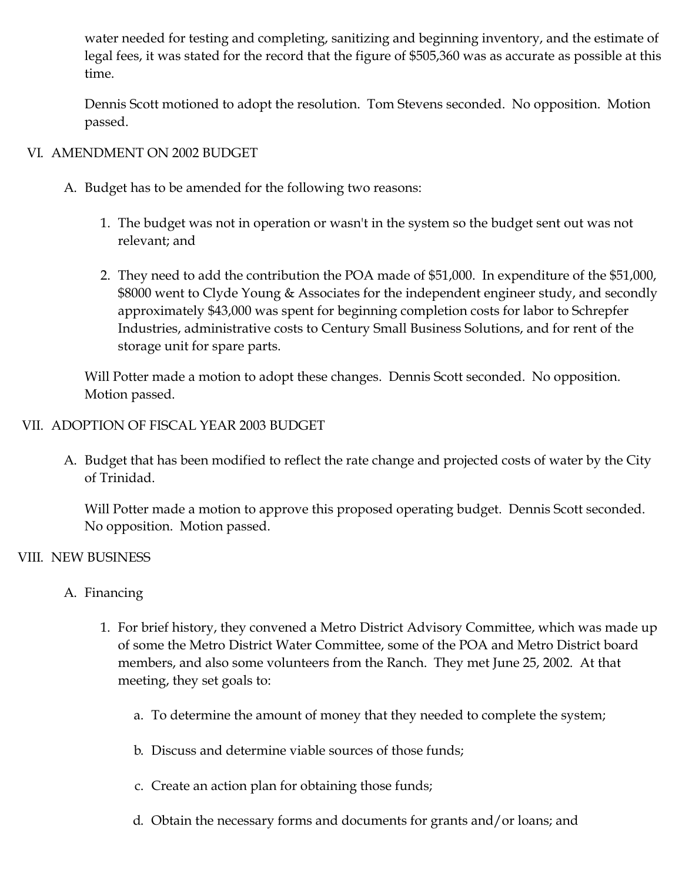water needed for testing and completing, sanitizing and beginning inventory, and the estimate of legal fees, it was stated for the record that the figure of $505,360 was as accurate as possible at this time.

Dennis Scott motioned to adopt the resolution. Tom Stevens seconded. No opposition. Motion passed.

## VI. AMENDMENT ON 2002 BUDGET

A. Budget has to be amended for the following two reasons:

1. The budget was not in operation or wasn't in the system so the budget sent out was not relevant; and

2. They need to add the contribution the POA made of $51,000. In expenditure of the $51,000, $8000 went to Clyde Young & Associates for the independent engineer study, and secondly approximately $43,000 was spent for beginning completion costs for labor to Schrepfer Industries, administrative costs to Century Small Business Solutions, and for rent of the storage unit for spare parts.

Will Potter made a motion to adopt these changes. Dennis Scott seconded. No opposition. Motion passed.

## VII. ADOPTION OF FISCAL YEAR 2003 BUDGET

A. Budget that has been modified to reflect the rate change and projected costs of water by the City of Trinidad.

Will Potter made a motion to approve this proposed operating budget. Dennis Scott seconded. No opposition. Motion passed.

## VIII. NEW BUSINESS

A. Financing

1. For brief history, they convened a Metro District Advisory Committee, which was made up of some the Metro District Water Committee, some of the POA and Metro District board members, and also some volunteers from the Ranch. They met June 25, 2002. At that meeting, they set goals to:

   a. To determine the amount of money that they needed to complete the system;

   b. Discuss and determine viable sources of those funds;

   c. Create an action plan for obtaining those funds;

   d. Obtain the necessary forms and documents for grants and/or loans; and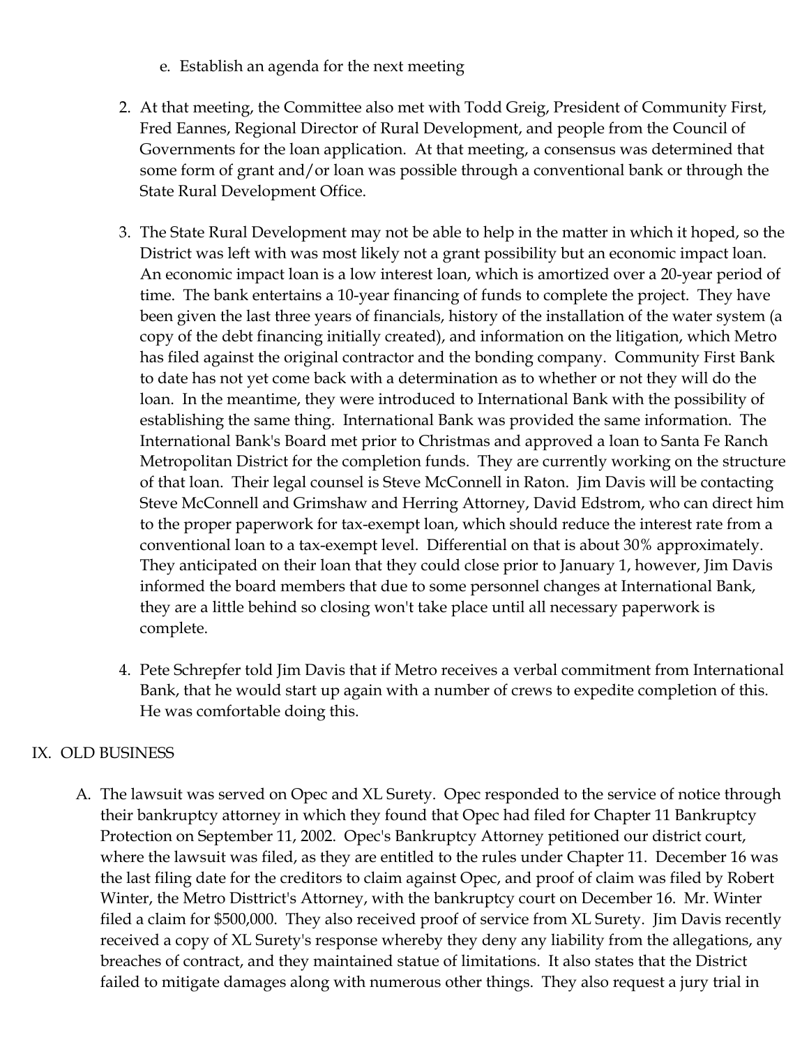e. Establish an agenda for the next meeting

2. At that meeting, the Committee also met with Todd Greig, President of Community First, Fred Eannes, Regional Director of Rural Development, and people from the Council of Governments for the loan application. At that meeting, a consensus was determined that some form of grant and/or loan was possible through a conventional bank or through the State Rural Development Office.

3. The State Rural Development may not be able to help in the matter in which it hoped, so the District was left with was most likely not a grant possibility but an economic impact loan. An economic impact loan is a low interest loan, which is amortized over a 20-year period of time. The bank entertains a 10-year financing of funds to complete the project. They have been given the last three years of financials, history of the installation of the water system (a copy of the debt financing initially created), and information on the litigation, which Metro has filed against the original contractor and the bonding company. Community First Bank to date has not yet come back with a determination as to whether or not they will do the loan. In the meantime, they were introduced to International Bank with the possibility of establishing the same thing. International Bank was provided the same information. The International Bank's Board met prior to Christmas and approved a loan to Santa Fe Ranch Metropolitan District for the completion funds. They are currently working on the structure of that loan. Their legal counsel is Steve McConnell in Raton. Jim Davis will be contacting Steve McConnell and Grimshaw and Herring Attorney, David Edstrom, who can direct him to the proper paperwork for tax-exempt loan, which should reduce the interest rate from a conventional loan to a tax-exempt level. Differential on that is about 30% approximately. They anticipated on their loan that they could close prior to January 1, however, Jim Davis informed the board members that due to some personnel changes at International Bank, they are a little behind so closing won't take place until all necessary paperwork is complete.

4. Pete Schrepfer told Jim Davis that if Metro receives a verbal commitment from International Bank, that he would start up again with a number of crews to expedite completion of this. He was comfortable doing this.

## IX. OLD BUSINESS

A. The lawsuit was served on Opec and XL Surety. Opec responded to the service of notice through their bankruptcy attorney in which they found that Opec had filed for Chapter 11 Bankruptcy Protection on September 11, 2002. Opec's Bankruptcy Attorney petitioned our district court, where the lawsuit was filed, as they are entitled to the rules under Chapter 11. December 16 was the last filing date for the creditors to claim against Opec, and proof of claim was filed by Robert Winter, the Metro Disttrict's Attorney, with the bankruptcy court on December 16. Mr. Winter filed a claim for $500,000. They also received proof of service from XL Surety. Jim Davis recently received a copy of XL Surety's response whereby they deny any liability from the allegations, any breaches of contract, and they maintained statue of limitations. It also states that the District failed to mitigate damages along with numerous other things. They also request a jury trial in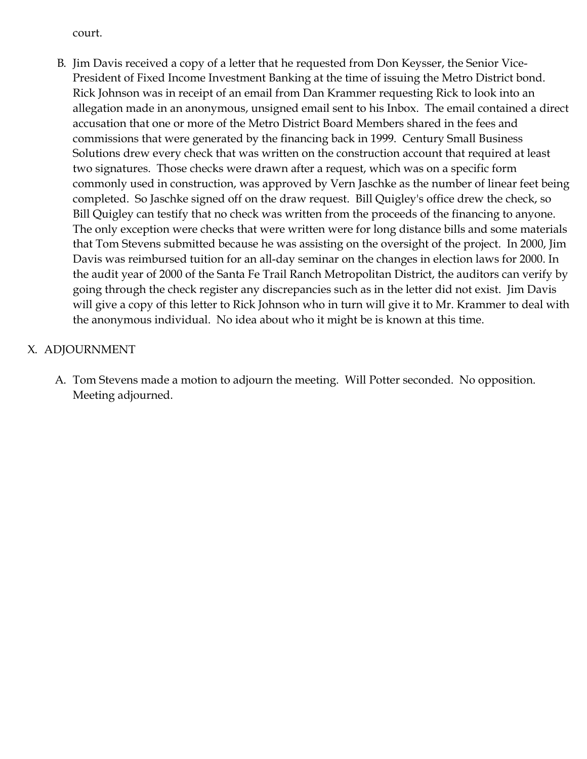court.

B. Jim Davis received a copy of a letter that he requested from Don Keysser, the Senior Vice-President of Fixed Income Investment Banking at the time of issuing the Metro District bond. Rick Johnson was in receipt of an email from Dan Krammer requesting Rick to look into an allegation made in an anonymous, unsigned email sent to his Inbox. The email contained a direct accusation that one or more of the Metro District Board Members shared in the fees and commissions that were generated by the financing back in 1999. Century Small Business Solutions drew every check that was written on the construction account that required at least two signatures. Those checks were drawn after a request, which was on a specific form commonly used in construction, was approved by Vern Jaschke as the number of linear feet being completed. So Jaschke signed off on the draw request. Bill Quigley's office drew the check, so Bill Quigley can testify that no check was written from the proceeds of the financing to anyone. The only exception were checks that were written were for long distance bills and some materials that Tom Stevens submitted because he was assisting on the oversight of the project. In 2000, Jim Davis was reimbursed tuition for an all-day seminar on the changes in election laws for 2000. In the audit year of 2000 of the Santa Fe Trail Ranch Metropolitan District, the auditors can verify by going through the check register any discrepancies such as in the letter did not exist. Jim Davis will give a copy of this letter to Rick Johnson who in turn will give it to Mr. Krammer to deal with the anonymous individual. No idea about who it might be is known at this time.

X. ADJOURNMENT

A. Tom Stevens made a motion to adjourn the meeting. Will Potter seconded. No opposition. Meeting adjourned.